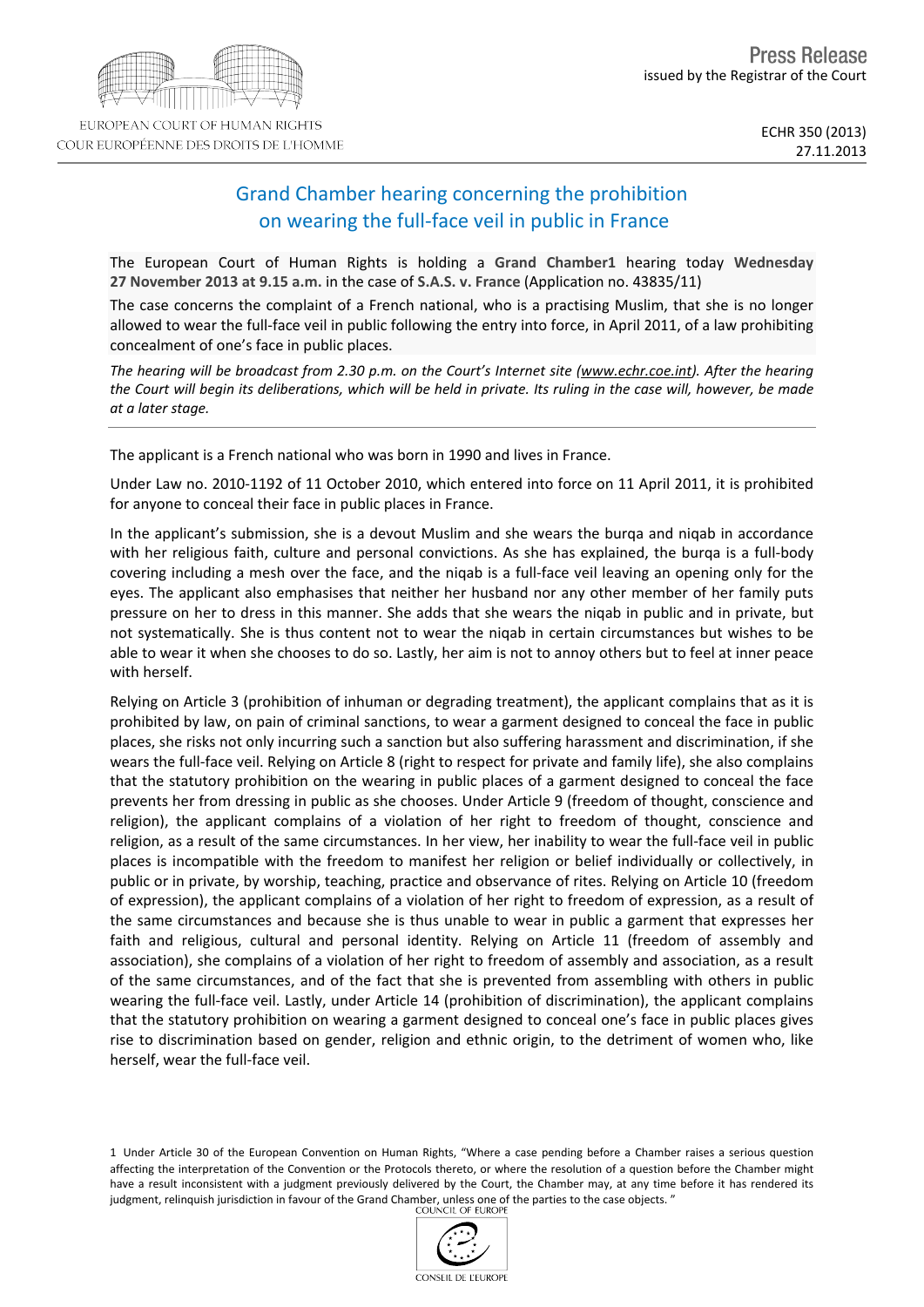EUROPEAN COURT OF HUMAN RIGHTS
COUR EUROPÉENNE DES DROITS DE L'HOMME

Press Release
issued by the Registrar of the Court

ECHR 350 (2013)
27.11.2013

# Grand Chamber hearing concerning the prohibition on wearing the full-face veil in public in France

The European Court of Human Rights is holding a **Grand Chamber**[1] hearing today **Wednesday 27 November 2013 at 9.15 a.m.** in the case of **S.A.S. v. France** (Application no. 43835/11)

The case concerns the complaint of a French national, who is a practising Muslim, that she is no longer allowed to wear the full-face veil in public following the entry into force, in April 2011, of a law prohibiting concealment of one's face in public places.

*The hearing will be broadcast from 2.30 p.m. on the Court's Internet site (www.echr.coe.int). After the hearing the Court will begin its deliberations, which will be held in private. Its ruling in the case will, however, be made at a later stage.*

---

The applicant is a French national who was born in 1990 and lives in France.

Under Law no. 2010-1192 of 11 October 2010, which entered into force on 11 April 2011, it is prohibited for anyone to conceal their face in public places in France.

In the applicant's submission, she is a devout Muslim and she wears the burqa and niqab in accordance with her religious faith, culture and personal convictions. As she has explained, the burqa is a full-body covering including a mesh over the face, and the niqab is a full-face veil leaving an opening only for the eyes. The applicant also emphasises that neither her husband nor any other member of her family puts pressure on her to dress in this manner. She adds that she wears the niqab in public and in private, but not systematically. She is thus content not to wear the niqab in certain circumstances but wishes to be able to wear it when she chooses to do so. Lastly, her aim is not to annoy others but to feel at inner peace with herself.

Relying on Article 3 (prohibition of inhuman or degrading treatment), the applicant complains that as it is prohibited by law, on pain of criminal sanctions, to wear a garment designed to conceal the face in public places, she risks not only incurring such a sanction but also suffering harassment and discrimination, if she wears the full-face veil. Relying on Article 8 (right to respect for private and family life), she also complains that the statutory prohibition on the wearing in public places of a garment designed to conceal the face prevents her from dressing in public as she chooses. Under Article 9 (freedom of thought, conscience and religion), the applicant complains of a violation of her right to freedom of thought, conscience and religion, as a result of the same circumstances. In her view, her inability to wear the full-face veil in public places is incompatible with the freedom to manifest her religion or belief individually or collectively, in public or in private, by worship, teaching, practice and observance of rites. Relying on Article 10 (freedom of expression), the applicant complains of a violation of her right to freedom of expression, as a result of the same circumstances and because she is thus unable to wear in public a garment that expresses her faith and religious, cultural and personal identity. Relying on Article 11 (freedom of assembly and association), she complains of a violation of her right to freedom of assembly and association, as a result of the same circumstances, and of the fact that she is prevented from assembling with others in public wearing the full-face veil. Lastly, under Article 14 (prohibition of discrimination), the applicant complains that the statutory prohibition on wearing a garment designed to conceal one's face in public places gives rise to discrimination based on gender, religion and ethnic origin, to the detriment of women who, like herself, wear the full-face veil.

---

[1] Under Article 30 of the European Convention on Human Rights, "Where a case pending before a Chamber raises a serious question affecting the interpretation of the Convention or the Protocols thereto, or where the resolution of a question before the Chamber might have a result inconsistent with a judgment previously delivered by the Court, the Chamber may, at any time before it has rendered its judgment, relinquish jurisdiction in favour of the Grand Chamber, unless one of the parties to the case objects. "

COUNCIL OF EUROPE
CONSEIL DE L'EUROPE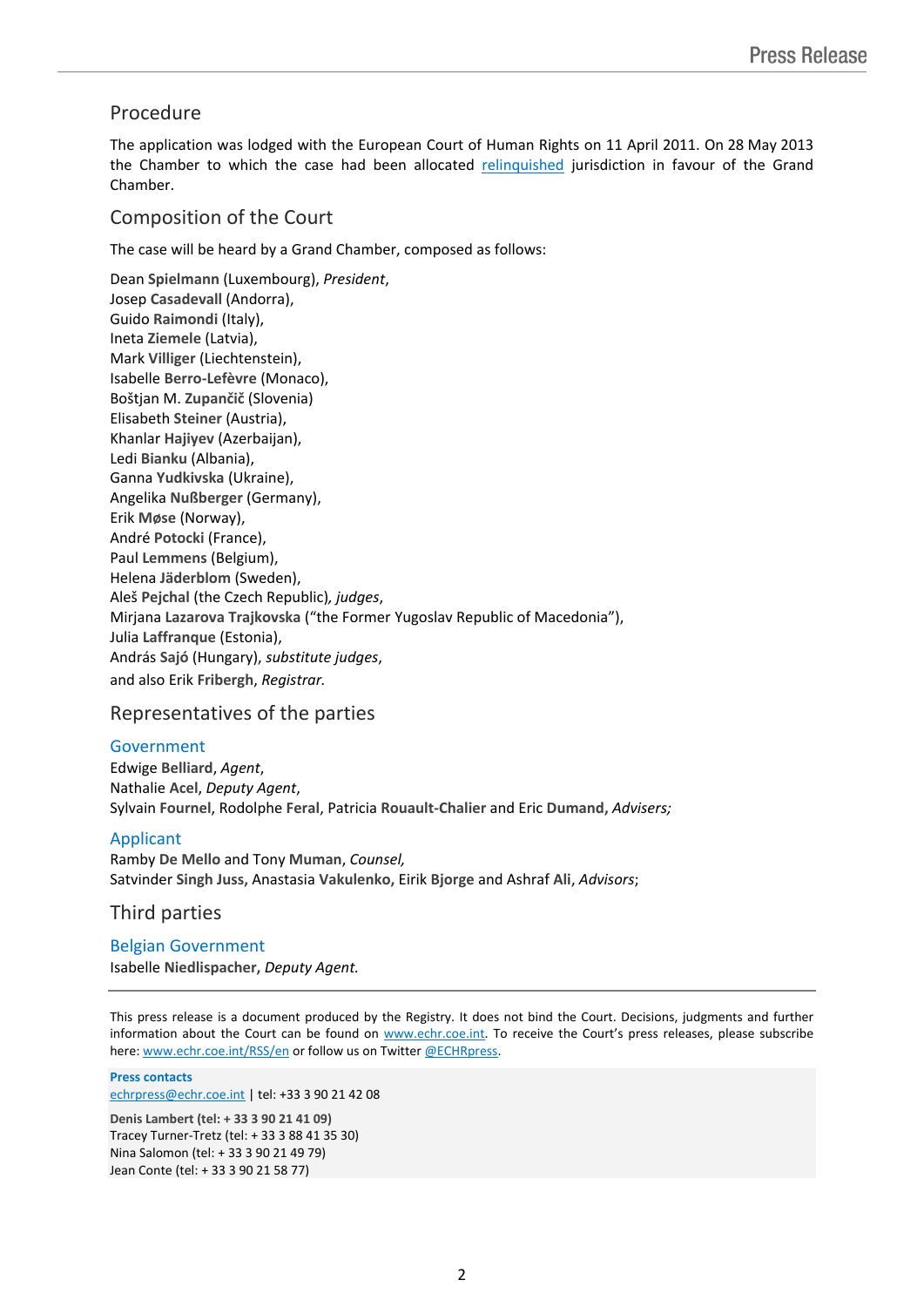## Procedure

The application was lodged with the European Court of Human Rights on 11 April 2011. On 28 May 2013 the Chamber to which the case had been allocated relinquished jurisdiction in favour of the Grand Chamber.

## Composition of the Court

The case will be heard by a Grand Chamber, composed as follows:

Dean **Spielmann** (Luxembourg), *President*,
Josep **Casadevall** (Andorra),
Guido **Raimondi** (Italy),
Ineta **Ziemele** (Latvia),
Mark **Villiger** (Liechtenstein),
Isabelle **Berro-Lefèvre** (Monaco),
Boštjan M. **Zupančič** (Slovenia)
Elisabeth **Steiner** (Austria),
Khanlar **Hajiyev** (Azerbaijan),
Ledi **Bianku** (Albania),
Ganna **Yudkivska** (Ukraine),
Angelika **Nußberger** (Germany),
Erik **Møse** (Norway),
André **Potocki** (France),
Paul **Lemmens** (Belgium),
Helena **Jäderblom** (Sweden),
Aleš **Pejchal** (the Czech Republic), *judges*,
Mirjana **Lazarova Trajkovska** ("the Former Yugoslav Republic of Macedonia"),
Julia **Laffranque** (Estonia),
András **Sajó** (Hungary), *substitute judges*,
and also Erik **Fribergh**, *Registrar*.

## Representatives of the parties

### Government

Edwige **Belliard**, *Agent*,
Nathalie **Acel**, *Deputy Agent*,
Sylvain **Fournel**, Rodolphe **Feral**, Patricia **Rouault-Chalier** and Eric **Dumand**, *Advisers;*

### Applicant

Ramby **De Mello** and Tony **Muman**, *Counsel,*
Satvinder **Singh Juss,** Anastasia **Vakulenko,** Eirik **Bjorge** and Ashraf **Ali**, *Advisors*;

## Third parties

### Belgian Government

Isabelle **Niedlispacher,** *Deputy Agent.*

---

This press release is a document produced by the Registry. It does not bind the Court. Decisions, judgments and further information about the Court can be found on www.echr.coe.int. To receive the Court's press releases, please subscribe here: www.echr.coe.int/RSS/en or follow us on Twitter @ECHRpress.

**Press contacts**
echrpress@echr.coe.int | tel: +33 3 90 21 42 08

**Denis Lambert (tel: + 33 3 90 21 41 09)**
Tracey Turner-Tretz (tel: + 33 3 88 41 35 30)
Nina Salomon (tel: + 33 3 90 21 49 79)
Jean Conte (tel: + 33 3 90 21 58 77)